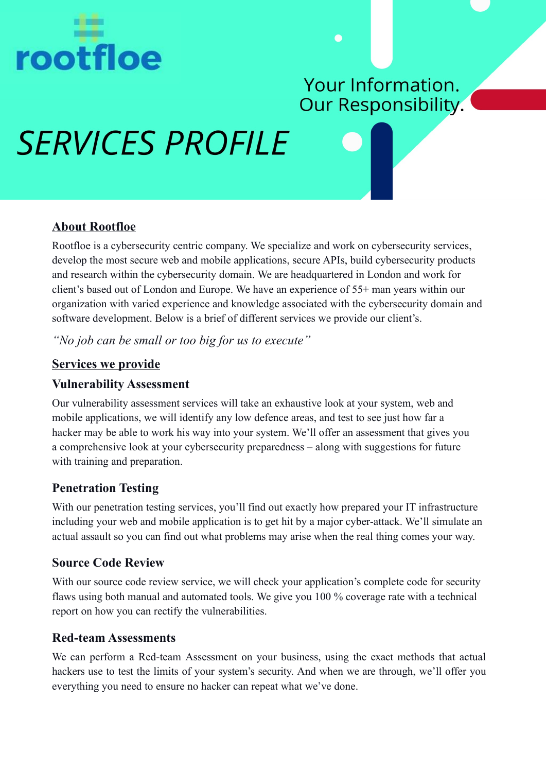rootfloe

Your Information.
Our Responsibility.

# SERVICES PROFILE

## About Rootfloe

Rootfloe is a cybersecurity centric company. We specialize and work on cybersecurity services, develop the most secure web and mobile applications, secure APIs, build cybersecurity products and research within the cybersecurity domain. We are headquartered in London and work for client's based out of London and Europe. We have an experience of 55+ man years within our organization with varied experience and knowledge associated with the cybersecurity domain and software development. Below is a brief of different services we provide our client's.

*"No job can be small or too big for us to execute"*

## Services we provide

### Vulnerability Assessment

Our vulnerability assessment services will take an exhaustive look at your system, web and mobile applications, we will identify any low defence areas, and test to see just how far a hacker may be able to work his way into your system. We'll offer an assessment that gives you a comprehensive look at your cybersecurity preparedness – along with suggestions for future with training and preparation.

### Penetration Testing

With our penetration testing services, you'll find out exactly how prepared your IT infrastructure including your web and mobile application is to get hit by a major cyber-attack. We'll simulate an actual assault so you can find out what problems may arise when the real thing comes your way.

### Source Code Review

With our source code review service, we will check your application's complete code for security flaws using both manual and automated tools. We give you 100 % coverage rate with a technical report on how you can rectify the vulnerabilities.

### Red-team Assessments

We can perform a Red-team Assessment on your business, using the exact methods that actual hackers use to test the limits of your system's security. And when we are through, we'll offer you everything you need to ensure no hacker can repeat what we've done.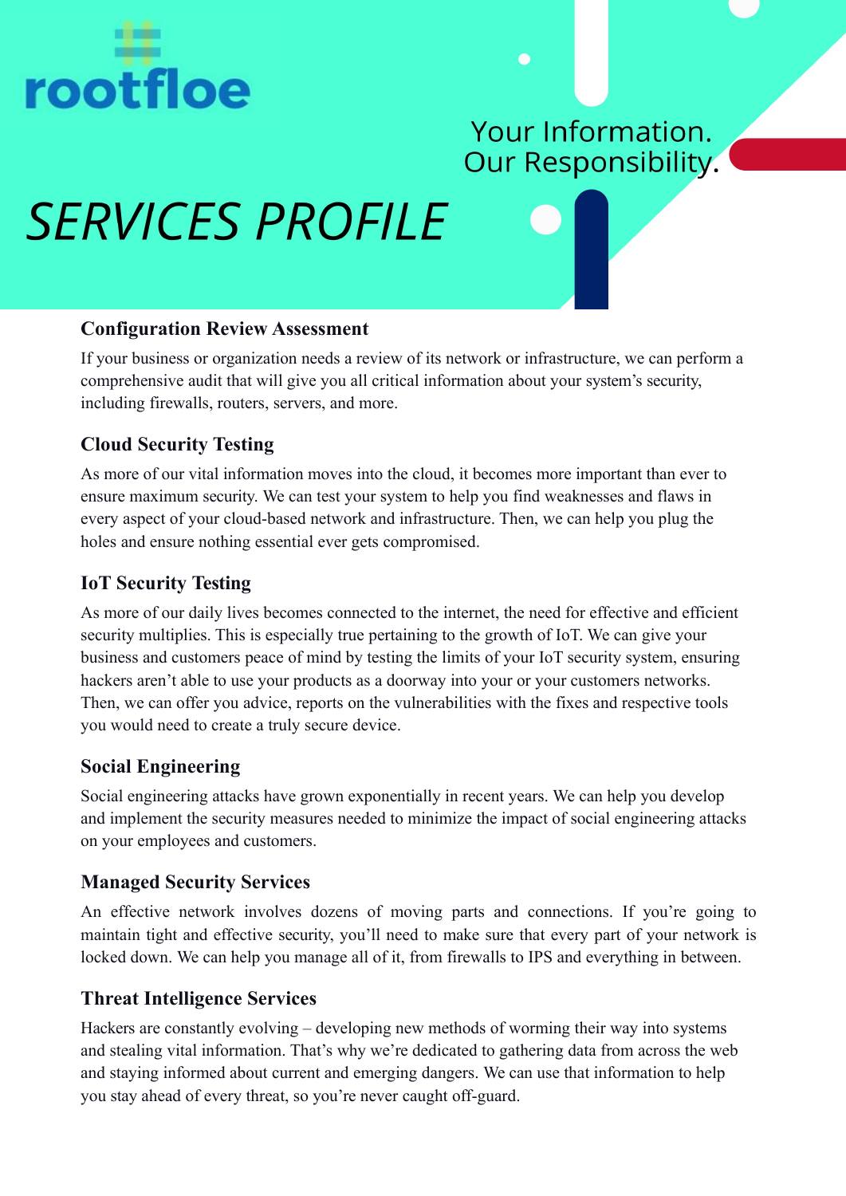rootfloe

Your Information.
Our Responsibility.

# SERVICES PROFILE

### Configuration Review Assessment

If your business or organization needs a review of its network or infrastructure, we can perform a comprehensive audit that will give you all critical information about your system's security, including firewalls, routers, servers, and more.

### Cloud Security Testing

As more of our vital information moves into the cloud, it becomes more important than ever to ensure maximum security. We can test your system to help you find weaknesses and flaws in every aspect of your cloud-based network and infrastructure. Then, we can help you plug the holes and ensure nothing essential ever gets compromised.

### IoT Security Testing

As more of our daily lives becomes connected to the internet, the need for effective and efficient security multiplies. This is especially true pertaining to the growth of IoT. We can give your business and customers peace of mind by testing the limits of your IoT security system, ensuring hackers aren't able to use your products as a doorway into your or your customers networks. Then, we can offer you advice, reports on the vulnerabilities with the fixes and respective tools you would need to create a truly secure device.

### Social Engineering

Social engineering attacks have grown exponentially in recent years. We can help you develop and implement the security measures needed to minimize the impact of social engineering attacks on your employees and customers.

### Managed Security Services

An effective network involves dozens of moving parts and connections. If you're going to maintain tight and effective security, you'll need to make sure that every part of your network is locked down. We can help you manage all of it, from firewalls to IPS and everything in between.

### Threat Intelligence Services

Hackers are constantly evolving – developing new methods of worming their way into systems and stealing vital information. That's why we're dedicated to gathering data from across the web and staying informed about current and emerging dangers. We can use that information to help you stay ahead of every threat, so you're never caught off-guard.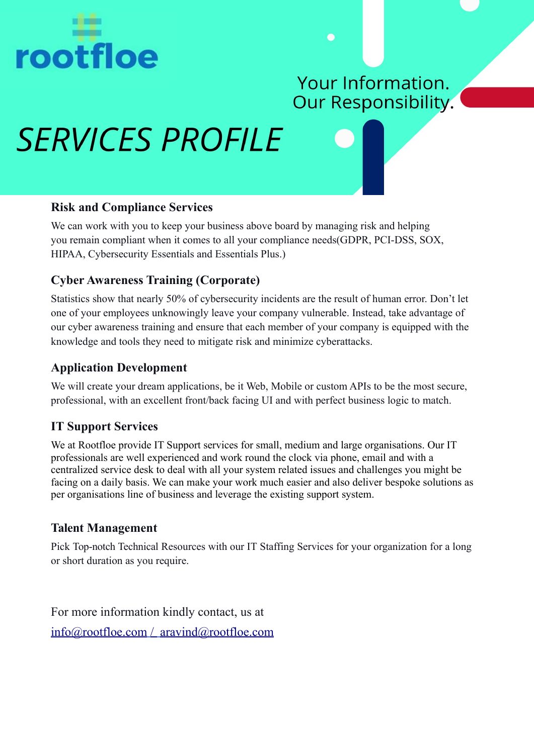rootfloe

Your Information.
Our Responsibility.

# SERVICES PROFILE

### Risk and Compliance Services

We can work with you to keep your business above board by managing risk and helping you remain compliant when it comes to all your compliance needs(GDPR, PCI-DSS, SOX, HIPAA, Cybersecurity Essentials and Essentials Plus.)

### Cyber Awareness Training (Corporate)

Statistics show that nearly 50% of cybersecurity incidents are the result of human error. Don't let one of your employees unknowingly leave your company vulnerable. Instead, take advantage of our cyber awareness training and ensure that each member of your company is equipped with the knowledge and tools they need to mitigate risk and minimize cyberattacks.

### Application Development

We will create your dream applications, be it Web, Mobile or custom APIs to be the most secure, professional, with an excellent front/back facing UI and with perfect business logic to match.

### IT Support Services

We at Rootfloe provide IT Support services for small, medium and large organisations. Our IT professionals are well experienced and work round the clock via phone, email and with a centralized service desk to deal with all your system related issues and challenges you might be facing on a daily basis. We can make your work much easier and also deliver bespoke solutions as per organisations line of business and leverage the existing support system.

### Talent Management

Pick Top-notch Technical Resources with our IT Staffing Services for your organization for a long or short duration as you require.

For more information kindly contact, us at

info@rootfloe.com / aravind@rootfloe.com